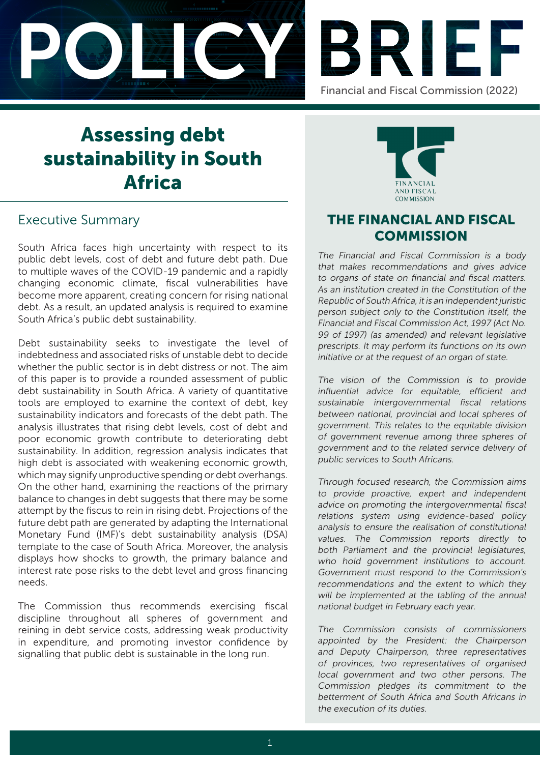# POLICY BRIEF

Financial and Fiscal Commission (2022)

# Assessing debt sustainability in South Africa

## Executive Summary

South Africa faces high uncertainty with respect to its public debt levels, cost of debt and future debt path. Due to multiple waves of the COVID-19 pandemic and a rapidly changing economic climate, fiscal vulnerabilities have become more apparent, creating concern for rising national debt. As a result, an updated analysis is required to examine South Africa's public debt sustainability.

Debt sustainability seeks to investigate the level of indebtedness and associated risks of unstable debt to decide whether the public sector is in debt distress or not. The aim of this paper is to provide a rounded assessment of public debt sustainability in South Africa. A variety of quantitative tools are employed to examine the context of debt, key sustainability indicators and forecasts of the debt path. The analysis illustrates that rising debt levels, cost of debt and poor economic growth contribute to deteriorating debt sustainability. In addition, regression analysis indicates that high debt is associated with weakening economic growth, which may signify unproductive spending or debt overhangs. On the other hand, examining the reactions of the primary balance to changes in debt suggests that there may be some attempt by the fiscus to rein in rising debt. Projections of the future debt path are generated by adapting the International Monetary Fund (IMF)'s debt sustainability analysis (DSA) template to the case of South Africa. Moreover, the analysis displays how shocks to growth, the primary balance and interest rate pose risks to the debt level and gross financing needs.

The Commission thus recommends exercising fiscal discipline throughout all spheres of government and reining in debt service costs, addressing weak productivity in expenditure, and promoting investor confidence by signalling that public debt is sustainable in the long run.

FINANCIAL AND FISCAL COMMISSION

## THE FINANCIAL AND FISCAL COMMISSION

*The Financial and Fiscal Commission is a body that makes recommendations and gives advice to organs of state on financial and fiscal matters. As an institution created in the Constitution of the Republic of South Africa, it is an independent juristic person subject only to the Constitution itself, the Financial and Fiscal Commission Act, 1997 (Act No. 99 of 1997) (as amended) and relevant legislative prescripts. It may perform its functions on its own initiative or at the request of an organ of state.*

*The vision of the Commission is to provide influential advice for equitable, efficient and sustainable intergovernmental fiscal relations between national, provincial and local spheres of government. This relates to the equitable division of government revenue among three spheres of government and to the related service delivery of public services to South Africans.*

*Through focused research, the Commission aims to provide proactive, expert and independent advice on promoting the intergovernmental fiscal relations system using evidence-based policy analysis to ensure the realisation of constitutional values. The Commission reports directly to both Parliament and the provincial legislatures, who hold government institutions to account. Government must respond to the Commission's recommendations and the extent to which they will be implemented at the tabling of the annual national budget in February each year.*

*The Commission consists of commissioners appointed by the President: the Chairperson and Deputy Chairperson, three representatives of provinces, two representatives of organised local government and two other persons. The Commission pledges its commitment to the betterment of South Africa and South Africans in the execution of its duties.*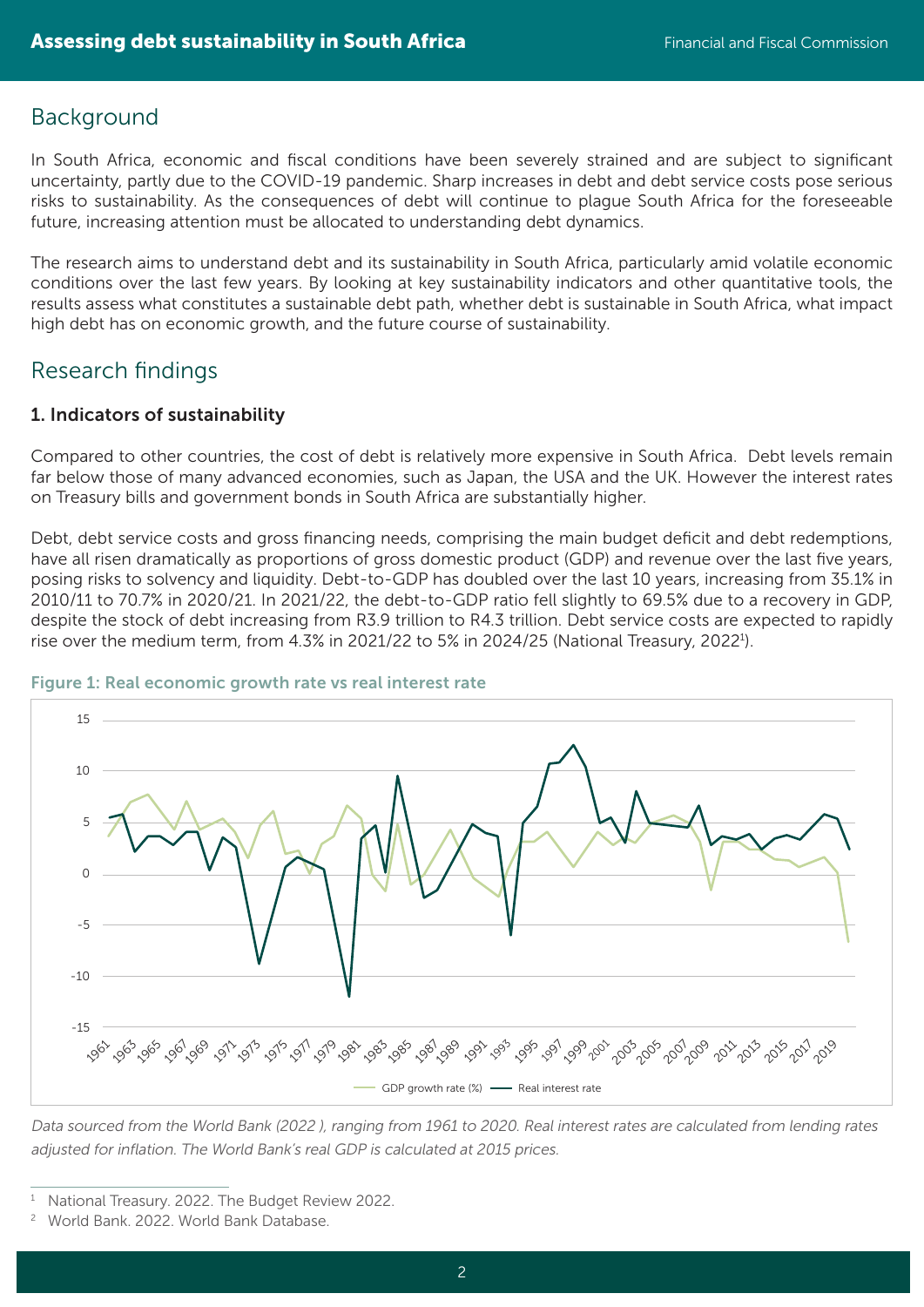## Background

In South Africa, economic and fiscal conditions have been severely strained and are subject to significant uncertainty, partly due to the COVID-19 pandemic. Sharp increases in debt and debt service costs pose serious risks to sustainability. As the consequences of debt will continue to plague South Africa for the foreseeable future, increasing attention must be allocated to understanding debt dynamics.

The research aims to understand debt and its sustainability in South Africa, particularly amid volatile economic conditions over the last few years. By looking at key sustainability indicators and other quantitative tools, the results assess what constitutes a sustainable debt path, whether debt is sustainable in South Africa, what impact high debt has on economic growth, and the future course of sustainability.

## Research findings

### 1. Indicators of sustainability

Compared to other countries, the cost of debt is relatively more expensive in South Africa. Debt levels remain far below those of many advanced economies, such as Japan, the USA and the UK. However the interest rates on Treasury bills and government bonds in South Africa are substantially higher.

Debt, debt service costs and gross financing needs, comprising the main budget deficit and debt redemptions, have all risen dramatically as proportions of gross domestic product (GDP) and revenue over the last five years, posing risks to solvency and liquidity. Debt-to-GDP has doubled over the last 10 years, increasing from 35.1% in 2010/11 to 70.7% in 2020/21. In 2021/22, the debt-to-GDP ratio fell slightly to 69.5% due to a recovery in GDP, despite the stock of debt increasing from R3.9 trillion to R4.3 trillion. Debt service costs are expected to rapidly rise over the medium term, from 4.3% in 2021/22 to 5% in 2024/25 (National Treasury, 2022[1]).

**Figure 1: Real economic growth rate vs real interest rate**

*Data sourced from the World Bank (2022 ), ranging from 1961 to 2020. Real interest rates are calculated from lending rates adjusted for inflation. The World Bank's real GDP is calculated at 2015 prices.*

[1] National Treasury. 2022. The Budget Review 2022.

[2] World Bank. 2022. World Bank Database.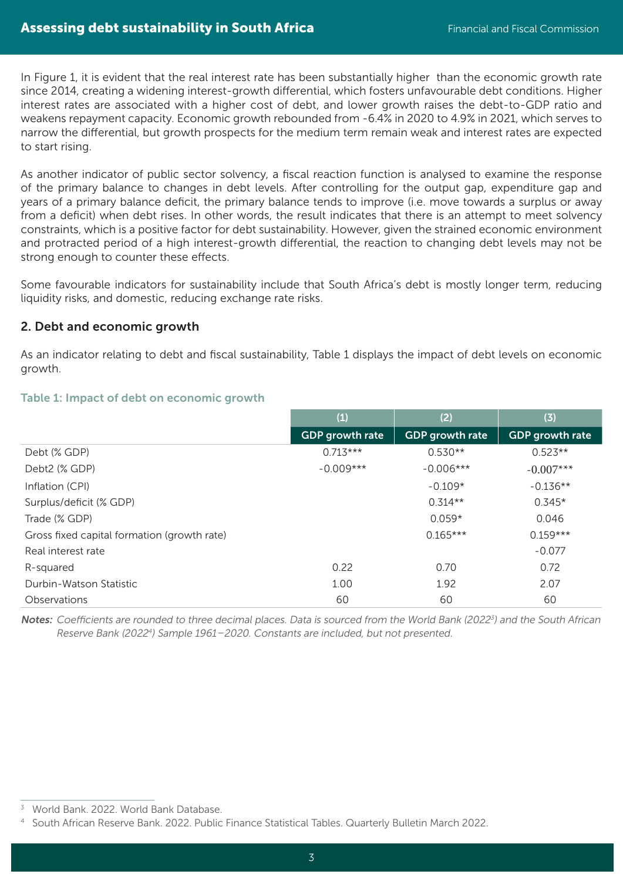In Figure 1, it is evident that the real interest rate has been substantially higher than the economic growth rate since 2014, creating a widening interest-growth differential, which fosters unfavourable debt conditions. Higher interest rates are associated with a higher cost of debt, and lower growth raises the debt-to-GDP ratio and weakens repayment capacity. Economic growth rebounded from -6.4% in 2020 to 4.9% in 2021, which serves to narrow the differential, but growth prospects for the medium term remain weak and interest rates are expected to start rising.

As another indicator of public sector solvency, a fiscal reaction function is analysed to examine the response of the primary balance to changes in debt levels. After controlling for the output gap, expenditure gap and years of a primary balance deficit, the primary balance tends to improve (i.e. move towards a surplus or away from a deficit) when debt rises. In other words, the result indicates that there is an attempt to meet solvency constraints, which is a positive factor for debt sustainability. However, given the strained economic environment and protracted period of a high interest-growth differential, the reaction to changing debt levels may not be strong enough to counter these effects.

Some favourable indicators for sustainability include that South Africa's debt is mostly longer term, reducing liquidity risks, and domestic, reducing exchange rate risks.

## 2. Debt and economic growth

As an indicator relating to debt and fiscal sustainability, Table 1 displays the impact of debt levels on economic growth.

### Table 1: Impact of debt on economic growth

| | (1) | (2) | (3) |
|---|---|---|---|
| | GDP growth rate | GDP growth rate | GDP growth rate |
| Debt (% GDP) | 0.713*** | 0.530** | 0.523** |
| Debt2 (% GDP) | -0.009*** | -0.006*** | -0.007*** |
| Inflation (CPI) | | -0.109* | -0.136** |
| Surplus/deficit (% GDP) | | 0.314** | 0.345* |
| Trade (% GDP) | | 0.059* | 0.046 |
| Gross fixed capital formation (growth rate) | | 0.165*** | 0.159*** |
| Real interest rate | | | -0.077 |
| R-squared | 0.22 | 0.70 | 0.72 |
| Durbin-Watson Statistic | 1.00 | 1.92 | 2.07 |
| Observations | 60 | 60 | 60 |

***Notes:*** *Coefficients are rounded to three decimal places. Data is sourced from the World Bank (2022[3]) and the South African Reserve Bank (2022[4]) Sample 1961–2020. Constants are included, but not presented.*

[3] World Bank. 2022. World Bank Database.

[4] South African Reserve Bank. 2022. Public Finance Statistical Tables. Quarterly Bulletin March 2022.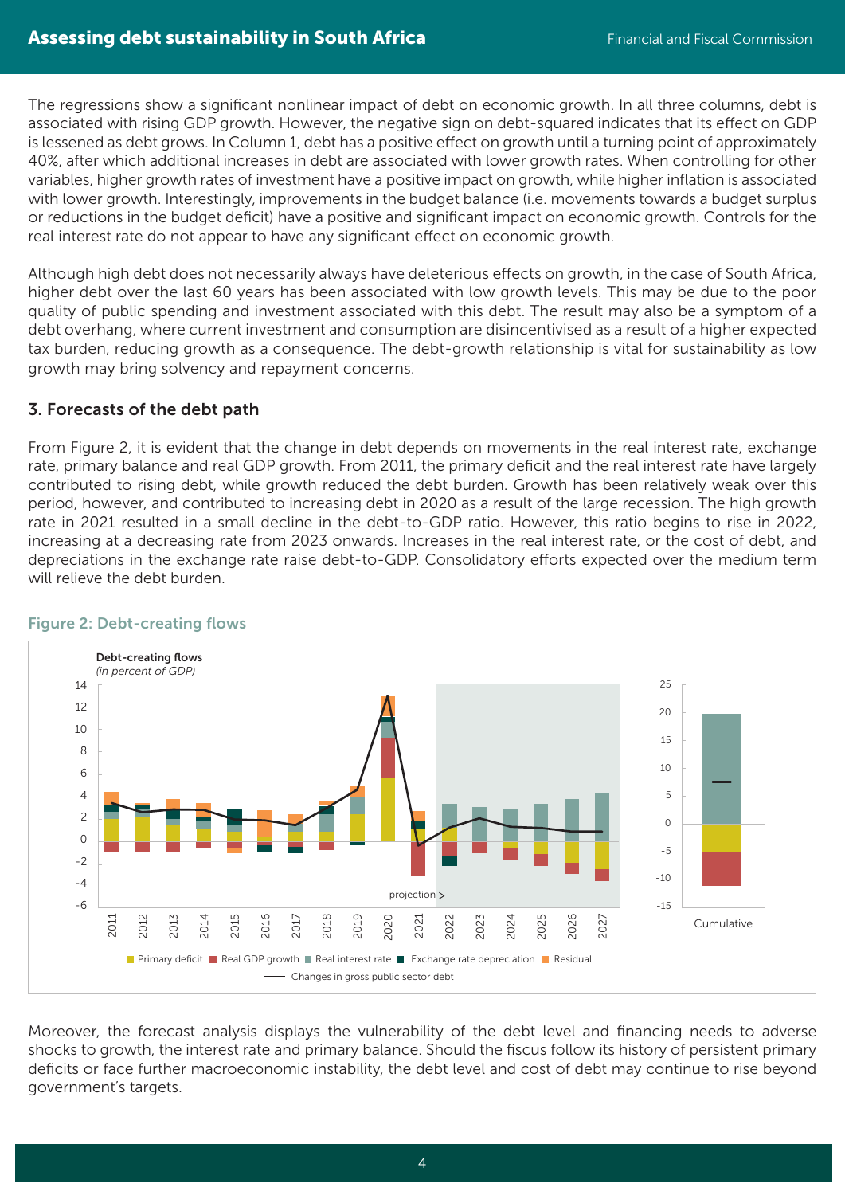The regressions show a significant nonlinear impact of debt on economic growth. In all three columns, debt is associated with rising GDP growth. However, the negative sign on debt-squared indicates that its effect on GDP is lessened as debt grows. In Column 1, debt has a positive effect on growth until a turning point of approximately 40%, after which additional increases in debt are associated with lower growth rates. When controlling for other variables, higher growth rates of investment have a positive impact on growth, while higher inflation is associated with lower growth. Interestingly, improvements in the budget balance (i.e. movements towards a budget surplus or reductions in the budget deficit) have a positive and significant impact on economic growth. Controls for the real interest rate do not appear to have any significant effect on economic growth.

Although high debt does not necessarily always have deleterious effects on growth, in the case of South Africa, higher debt over the last 60 years has been associated with low growth levels. This may be due to the poor quality of public spending and investment associated with this debt. The result may also be a symptom of a debt overhang, where current investment and consumption are disincentivised as a result of a higher expected tax burden, reducing growth as a consequence. The debt-growth relationship is vital for sustainability as low growth may bring solvency and repayment concerns.

### 3. Forecasts of the debt path

From Figure 2, it is evident that the change in debt depends on movements in the real interest rate, exchange rate, primary balance and real GDP growth. From 2011, the primary deficit and the real interest rate have largely contributed to rising debt, while growth reduced the debt burden. Growth has been relatively weak over this period, however, and contributed to increasing debt in 2020 as a result of the large recession. The high growth rate in 2021 resulted in a small decline in the debt-to-GDP ratio. However, this ratio begins to rise in 2022, increasing at a decreasing rate from 2023 onwards. Increases in the real interest rate, or the cost of debt, and depreciations in the exchange rate raise debt-to-GDP. Consolidatory efforts expected over the medium term will relieve the debt burden.

**Figure 2: Debt-creating flows**

Moreover, the forecast analysis displays the vulnerability of the debt level and financing needs to adverse shocks to growth, the interest rate and primary balance. Should the fiscus follow its history of persistent primary deficits or face further macroeconomic instability, the debt level and cost of debt may continue to rise beyond government's targets.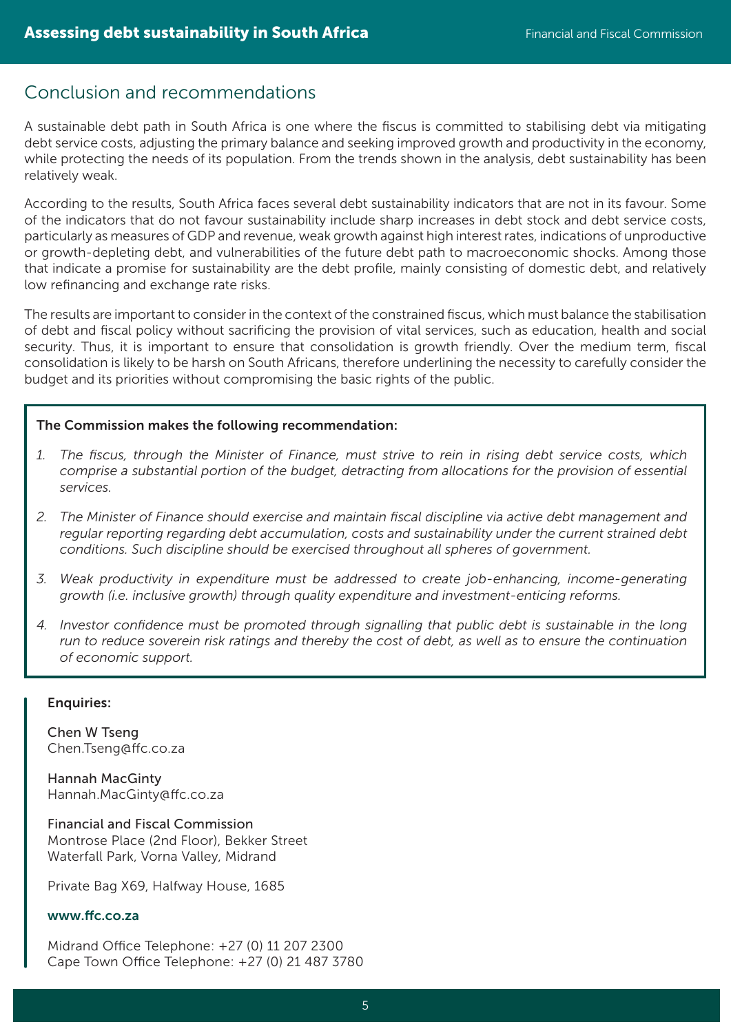## Conclusion and recommendations

A sustainable debt path in South Africa is one where the fiscus is committed to stabilising debt via mitigating debt service costs, adjusting the primary balance and seeking improved growth and productivity in the economy, while protecting the needs of its population. From the trends shown in the analysis, debt sustainability has been relatively weak.

According to the results, South Africa faces several debt sustainability indicators that are not in its favour. Some of the indicators that do not favour sustainability include sharp increases in debt stock and debt service costs, particularly as measures of GDP and revenue, weak growth against high interest rates, indications of unproductive or growth-depleting debt, and vulnerabilities of the future debt path to macroeconomic shocks. Among those that indicate a promise for sustainability are the debt profile, mainly consisting of domestic debt, and relatively low refinancing and exchange rate risks.

The results are important to consider in the context of the constrained fiscus, which must balance the stabilisation of debt and fiscal policy without sacrificing the provision of vital services, such as education, health and social security. Thus, it is important to ensure that consolidation is growth friendly. Over the medium term, fiscal consolidation is likely to be harsh on South Africans, therefore underlining the necessity to carefully consider the budget and its priorities without compromising the basic rights of the public.

**The Commission makes the following recommendation:**

1. *The fiscus, through the Minister of Finance, must strive to rein in rising debt service costs, which comprise a substantial portion of the budget, detracting from allocations for the provision of essential services.*
2. *The Minister of Finance should exercise and maintain fiscal discipline via active debt management and regular reporting regarding debt accumulation, costs and sustainability under the current strained debt conditions. Such discipline should be exercised throughout all spheres of government.*
3. *Weak productivity in expenditure must be addressed to create job-enhancing, income-generating growth (i.e. inclusive growth) through quality expenditure and investment-enticing reforms.*
4. *Investor confidence must be promoted through signalling that public debt is sustainable in the long run to reduce soverein risk ratings and thereby the cost of debt, as well as to ensure the continuation of economic support.*

**Enquiries:**

Chen W Tseng
Chen.Tseng@ffc.co.za

Hannah MacGinty
Hannah.MacGinty@ffc.co.za

Financial and Fiscal Commission
Montrose Place (2nd Floor), Bekker Street
Waterfall Park, Vorna Valley, Midrand

Private Bag X69, Halfway House, 1685

**www.ffc.co.za**

Midrand Office Telephone: +27 (0) 11 207 2300
Cape Town Office Telephone: +27 (0) 21 487 3780